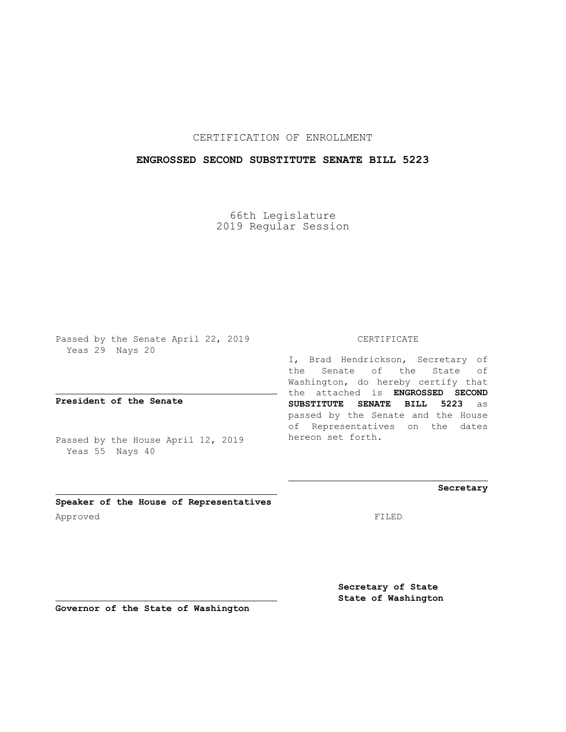CERTIFICATION OF ENROLLMENT

**ENGROSSED SECOND SUBSTITUTE SENATE BILL 5223**

66th Legislature
2019 Regular Session

Passed by the Senate April 22, 2019
Yeas 29 Nays 20

**President of the Senate**

Passed by the House April 12, 2019
Yeas 55 Nays 40

**Speaker of the House of Representatives**

Approved

**Governor of the State of Washington**

CERTIFICATE

I, Brad Hendrickson, Secretary of the Senate of the State of Washington, do hereby certify that the attached is **ENGROSSED SECOND SUBSTITUTE SENATE BILL 5223** as passed by the Senate and the House of Representatives on the dates hereon set forth.

**Secretary**

FILED

**Secretary of State**
**State of Washington**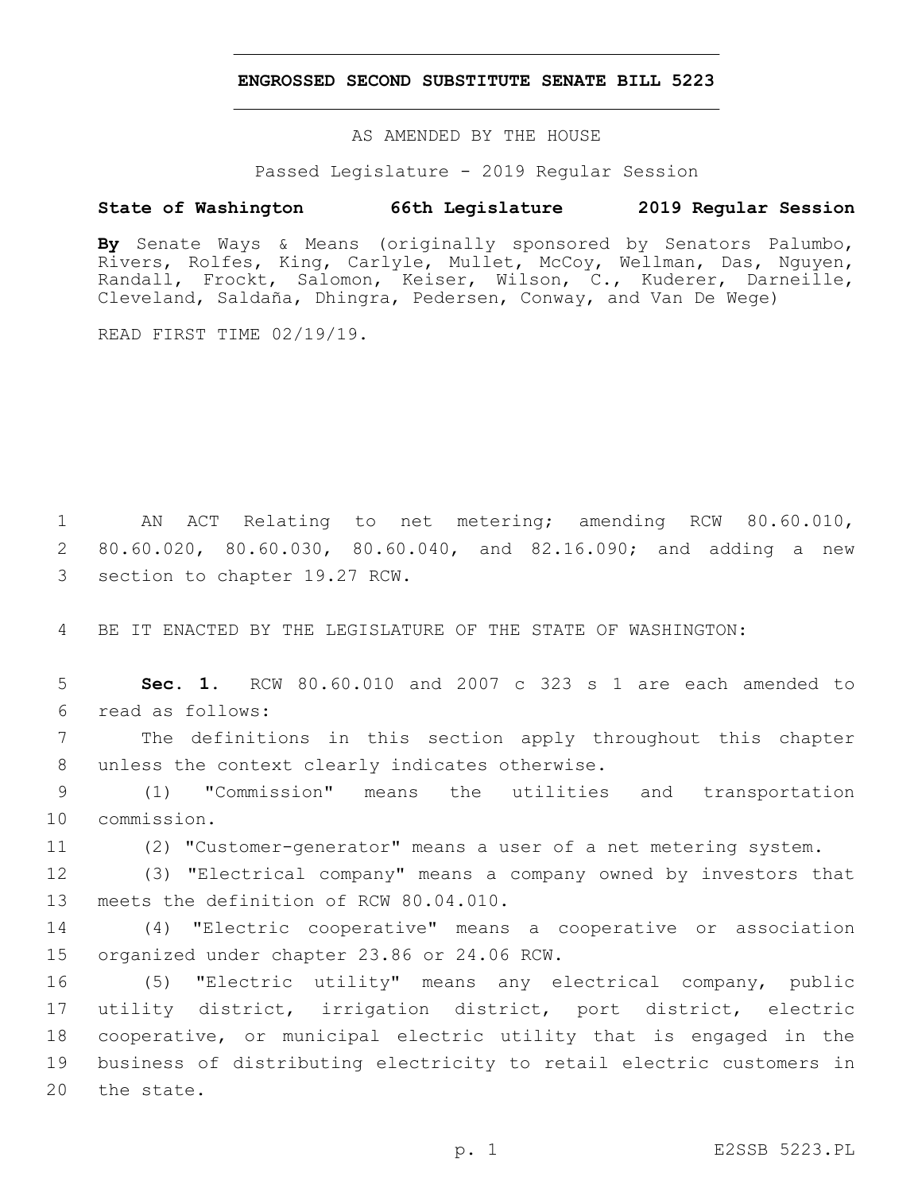# ENGROSSED SECOND SUBSTITUTE SENATE BILL 5223

AS AMENDED BY THE HOUSE

Passed Legislature - 2019 Regular Session

**State of Washington 66th Legislature 2019 Regular Session**

**By** Senate Ways & Means (originally sponsored by Senators Palumbo, Rivers, Rolfes, King, Carlyle, Mullet, McCoy, Wellman, Das, Nguyen, Randall, Frockt, Salomon, Keiser, Wilson, C., Kuderer, Darneille, Cleveland, Saldaña, Dhingra, Pedersen, Conway, and Van De Wege)

READ FIRST TIME 02/19/19.

AN ACT Relating to net metering; amending RCW 80.60.010, 80.60.020, 80.60.030, 80.60.040, and 82.16.090; and adding a new section to chapter 19.27 RCW.

BE IT ENACTED BY THE LEGISLATURE OF THE STATE OF WASHINGTON:

**Sec. 1.** RCW 80.60.010 and 2007 c 323 s 1 are each amended to read as follows:

The definitions in this section apply throughout this chapter unless the context clearly indicates otherwise.

(1) "Commission" means the utilities and transportation commission.

(2) "Customer-generator" means a user of a net metering system.

(3) "Electrical company" means a company owned by investors that meets the definition of RCW 80.04.010.

(4) "Electric cooperative" means a cooperative or association organized under chapter 23.86 or 24.06 RCW.

(5) "Electric utility" means any electrical company, public utility district, irrigation district, port district, electric cooperative, or municipal electric utility that is engaged in the business of distributing electricity to retail electric customers in the state.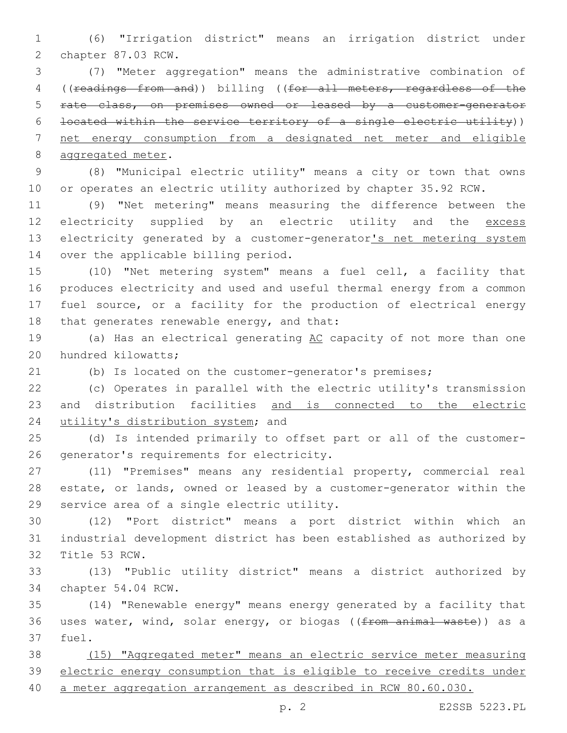(6) "Irrigation district" means an irrigation district under chapter 87.03 RCW.

(7) "Meter aggregation" means the administrative combination of ((~~readings from and~~)) billing ((~~for all meters, regardless of the rate class, on premises owned or leased by a customer-generator located within the service territory of a single electric utility~~)) net energy consumption from a designated net meter and eligible aggregated meter.

(8) "Municipal electric utility" means a city or town that owns or operates an electric utility authorized by chapter 35.92 RCW.

(9) "Net metering" means measuring the difference between the electricity supplied by an electric utility and the excess electricity generated by a customer-generator's net metering system over the applicable billing period.

(10) "Net metering system" means a fuel cell, a facility that produces electricity and used and useful thermal energy from a common fuel source, or a facility for the production of electrical energy that generates renewable energy, and that:

(a) Has an electrical generating AC capacity of not more than one hundred kilowatts;

(b) Is located on the customer-generator's premises;

(c) Operates in parallel with the electric utility's transmission and distribution facilities and is connected to the electric utility's distribution system; and

(d) Is intended primarily to offset part or all of the customer-generator's requirements for electricity.

(11) "Premises" means any residential property, commercial real estate, or lands, owned or leased by a customer-generator within the service area of a single electric utility.

(12) "Port district" means a port district within which an industrial development district has been established as authorized by Title 53 RCW.

(13) "Public utility district" means a district authorized by chapter 54.04 RCW.

(14) "Renewable energy" means energy generated by a facility that uses water, wind, solar energy, or biogas ((~~from animal waste~~)) as a fuel.

(15) "Aggregated meter" means an electric service meter measuring electric energy consumption that is eligible to receive credits under a meter aggregation arrangement as described in RCW 80.60.030.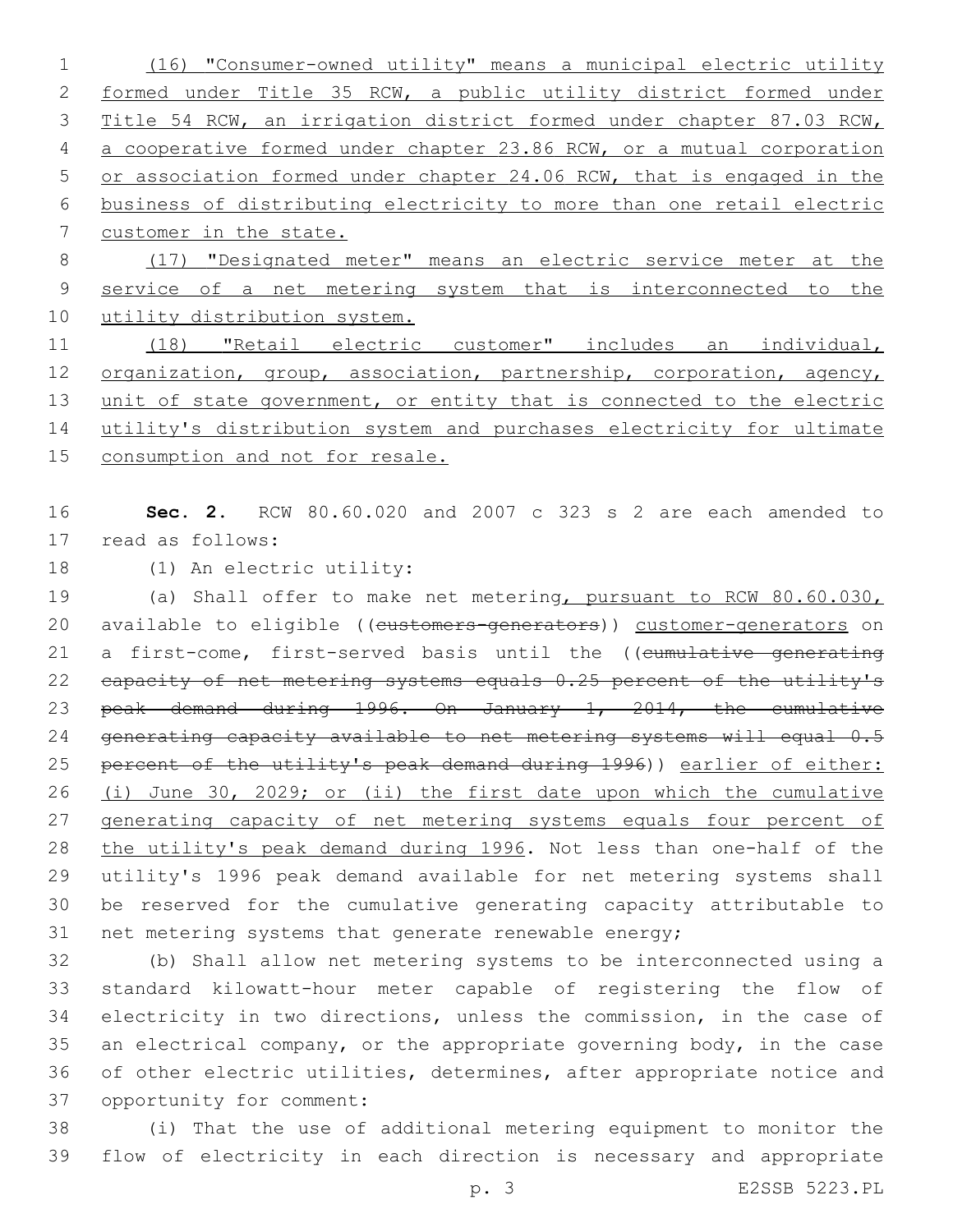(16) "Consumer-owned utility" means a municipal electric utility formed under Title 35 RCW, a public utility district formed under Title 54 RCW, an irrigation district formed under chapter 87.03 RCW, a cooperative formed under chapter 23.86 RCW, or a mutual corporation or association formed under chapter 24.06 RCW, that is engaged in the business of distributing electricity to more than one retail electric customer in the state.

(17) "Designated meter" means an electric service meter at the service of a net metering system that is interconnected to the utility distribution system.

(18) "Retail electric customer" includes an individual, organization, group, association, partnership, corporation, agency, unit of state government, or entity that is connected to the electric utility's distribution system and purchases electricity for ultimate consumption and not for resale.

**Sec. 2.** RCW 80.60.020 and 2007 c 323 s 2 are each amended to read as follows:

(1) An electric utility:

(a) Shall offer to make net metering, pursuant to RCW 80.60.030, available to eligible ((~~customers-generators~~)) customer-generators on a first-come, first-served basis until the ((~~cumulative generating capacity of net metering systems equals 0.25 percent of the utility's peak demand during 1996. On January 1, 2014, the cumulative generating capacity available to net metering systems will equal 0.5 percent of the utility's peak demand during 1996~~)) earlier of either: (i) June 30, 2029; or (ii) the first date upon which the cumulative generating capacity of net metering systems equals four percent of the utility's peak demand during 1996. Not less than one-half of the utility's 1996 peak demand available for net metering systems shall be reserved for the cumulative generating capacity attributable to net metering systems that generate renewable energy;

(b) Shall allow net metering systems to be interconnected using a standard kilowatt-hour meter capable of registering the flow of electricity in two directions, unless the commission, in the case of an electrical company, or the appropriate governing body, in the case of other electric utilities, determines, after appropriate notice and opportunity for comment:

(i) That the use of additional metering equipment to monitor the flow of electricity in each direction is necessary and appropriate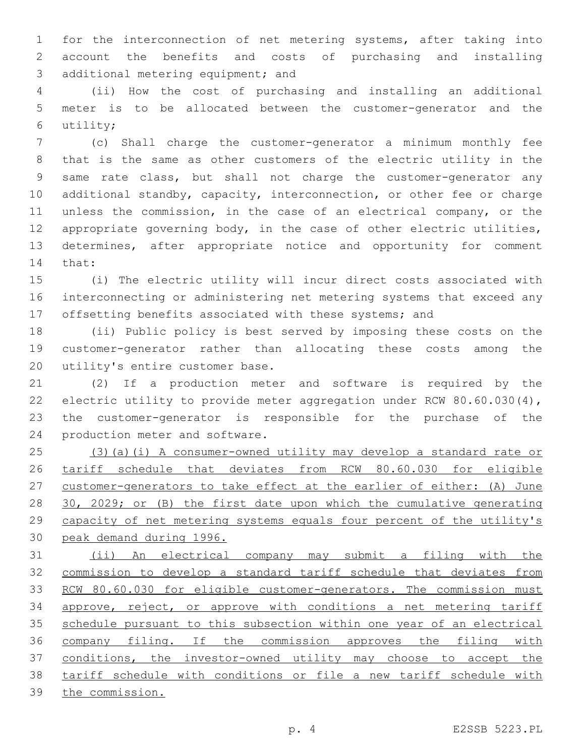for the interconnection of net metering systems, after taking into account the benefits and costs of purchasing and installing additional metering equipment; and

(ii) How the cost of purchasing and installing an additional meter is to be allocated between the customer-generator and the utility;

(c) Shall charge the customer-generator a minimum monthly fee that is the same as other customers of the electric utility in the same rate class, but shall not charge the customer-generator any additional standby, capacity, interconnection, or other fee or charge unless the commission, in the case of an electrical company, or the appropriate governing body, in the case of other electric utilities, determines, after appropriate notice and opportunity for comment that:

(i) The electric utility will incur direct costs associated with interconnecting or administering net metering systems that exceed any offsetting benefits associated with these systems; and

(ii) Public policy is best served by imposing these costs on the customer-generator rather than allocating these costs among the utility's entire customer base.

(2) If a production meter and software is required by the electric utility to provide meter aggregation under RCW 80.60.030(4), the customer-generator is responsible for the purchase of the production meter and software.

<u>(3)(a)(i) A consumer-owned utility may develop a standard rate or tariff schedule that deviates from RCW 80.60.030 for eligible customer-generators to take effect at the earlier of either: (A) June 30, 2029; or (B) the first date upon which the cumulative generating capacity of net metering systems equals four percent of the utility's peak demand during 1996.</u>

<u>(ii) An electrical company may submit a filing with the commission to develop a standard tariff schedule that deviates from RCW 80.60.030 for eligible customer-generators. The commission must approve, reject, or approve with conditions a net metering tariff schedule pursuant to this subsection within one year of an electrical company filing. If the commission approves the filing with conditions, the investor-owned utility may choose to accept the tariff schedule with conditions or file a new tariff schedule with the commission.</u>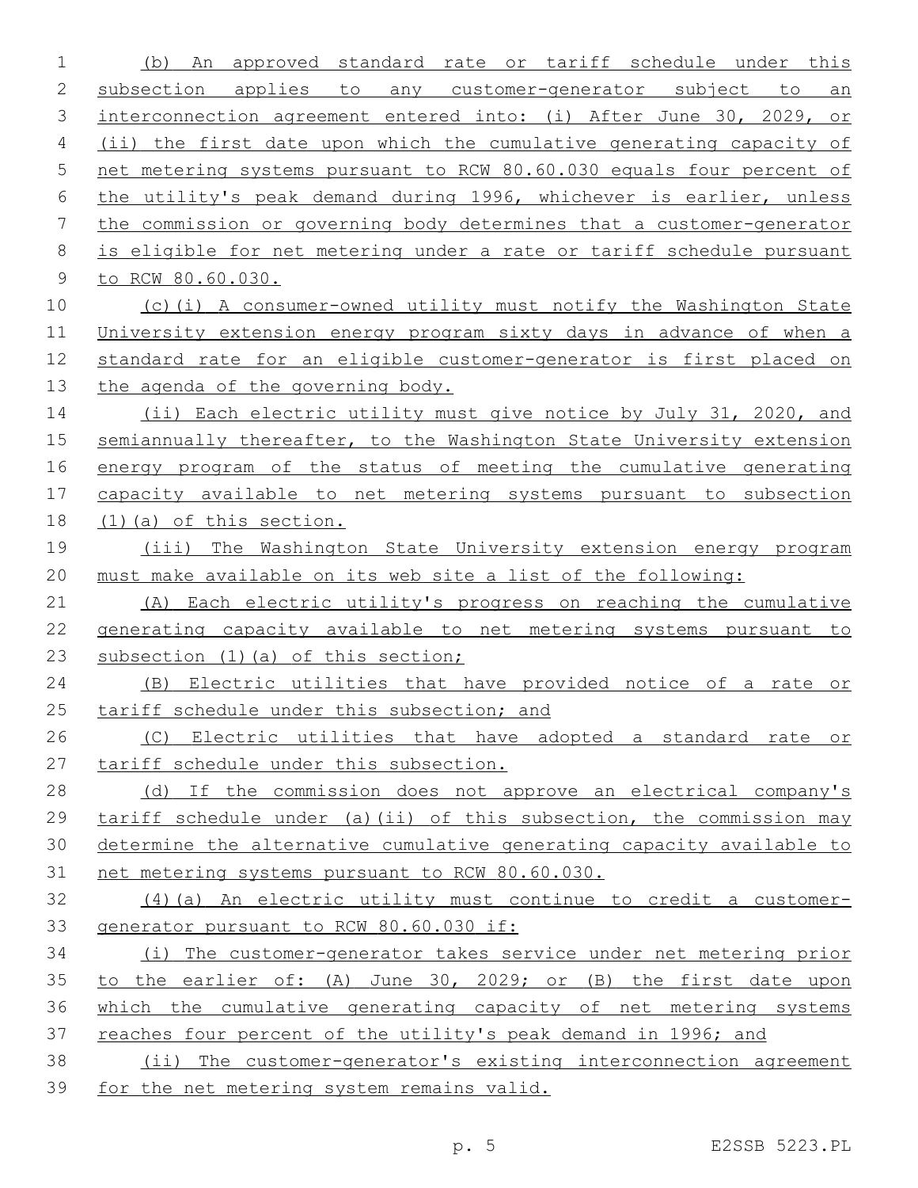(b) An approved standard rate or tariff schedule under this subsection applies to any customer-generator subject to an interconnection agreement entered into: (i) After June 30, 2029, or (ii) the first date upon which the cumulative generating capacity of net metering systems pursuant to RCW 80.60.030 equals four percent of the utility's peak demand during 1996, whichever is earlier, unless the commission or governing body determines that a customer-generator is eligible for net metering under a rate or tariff schedule pursuant to RCW 80.60.030.

(c)(i) A consumer-owned utility must notify the Washington State University extension energy program sixty days in advance of when a standard rate for an eligible customer-generator is first placed on the agenda of the governing body.

(ii) Each electric utility must give notice by July 31, 2020, and semiannually thereafter, to the Washington State University extension energy program of the status of meeting the cumulative generating capacity available to net metering systems pursuant to subsection (1)(a) of this section.

(iii) The Washington State University extension energy program must make available on its web site a list of the following:

(A) Each electric utility's progress on reaching the cumulative generating capacity available to net metering systems pursuant to subsection (1)(a) of this section;

(B) Electric utilities that have provided notice of a rate or tariff schedule under this subsection; and

(C) Electric utilities that have adopted a standard rate or tariff schedule under this subsection.

(d) If the commission does not approve an electrical company's tariff schedule under (a)(ii) of this subsection, the commission may determine the alternative cumulative generating capacity available to net metering systems pursuant to RCW 80.60.030.

(4)(a) An electric utility must continue to credit a customer-generator pursuant to RCW 80.60.030 if:

(i) The customer-generator takes service under net metering prior to the earlier of: (A) June 30, 2029; or (B) the first date upon which the cumulative generating capacity of net metering systems reaches four percent of the utility's peak demand in 1996; and

(ii) The customer-generator's existing interconnection agreement for the net metering system remains valid.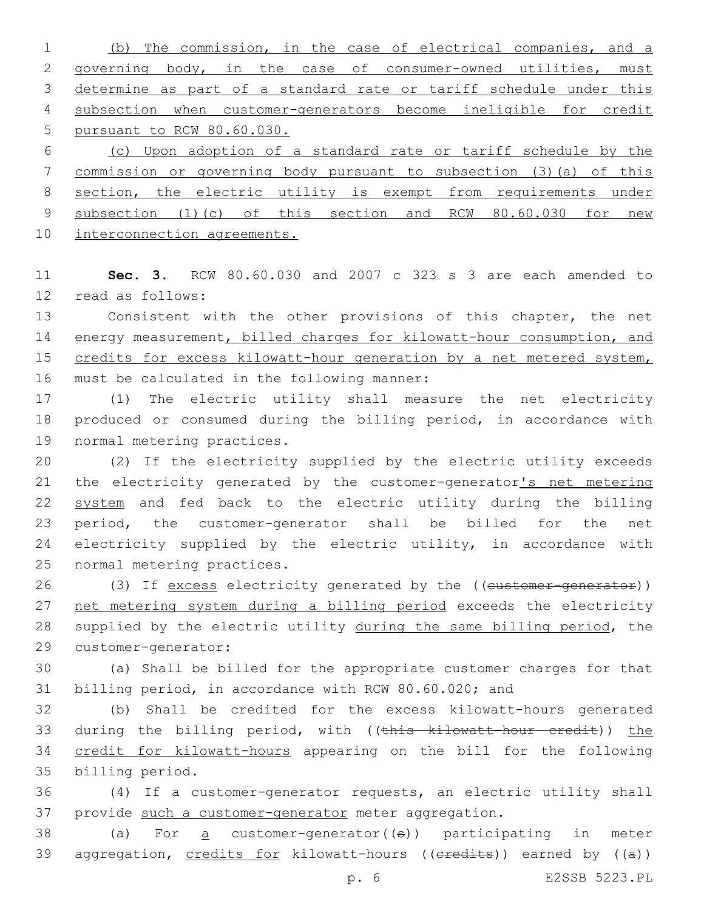(b) The commission, in the case of electrical companies, and a governing body, in the case of consumer-owned utilities, must determine as part of a standard rate or tariff schedule under this subsection when customer-generators become ineligible for credit pursuant to RCW 80.60.030.

(c) Upon adoption of a standard rate or tariff schedule by the commission or governing body pursuant to subsection (3)(a) of this section, the electric utility is exempt from requirements under subsection (1)(c) of this section and RCW 80.60.030 for new interconnection agreements.

**Sec. 3.** RCW 80.60.030 and 2007 c 323 s 3 are each amended to read as follows:

Consistent with the other provisions of this chapter, the net energy measurement, billed charges for kilowatt-hour consumption, and credits for excess kilowatt-hour generation by a net metered system, must be calculated in the following manner:

(1) The electric utility shall measure the net electricity produced or consumed during the billing period, in accordance with normal metering practices.

(2) If the electricity supplied by the electric utility exceeds the electricity generated by the customer-generator's net metering system and fed back to the electric utility during the billing period, the customer-generator shall be billed for the net electricity supplied by the electric utility, in accordance with normal metering practices.

(3) If excess electricity generated by the ((~~customer-generator~~)) net metering system during a billing period exceeds the electricity supplied by the electric utility during the same billing period, the customer-generator:

(a) Shall be billed for the appropriate customer charges for that billing period, in accordance with RCW 80.60.020; and

(b) Shall be credited for the excess kilowatt-hours generated during the billing period, with ((~~this kilowatt-hour credit~~)) the credit for kilowatt-hours appearing on the bill for the following billing period.

(4) If a customer-generator requests, an electric utility shall provide such a customer-generator meter aggregation.

(a) For a customer-generator((~~s~~)) participating in meter aggregation, credits for kilowatt-hours ((~~credits~~)) earned by ((~~a~~))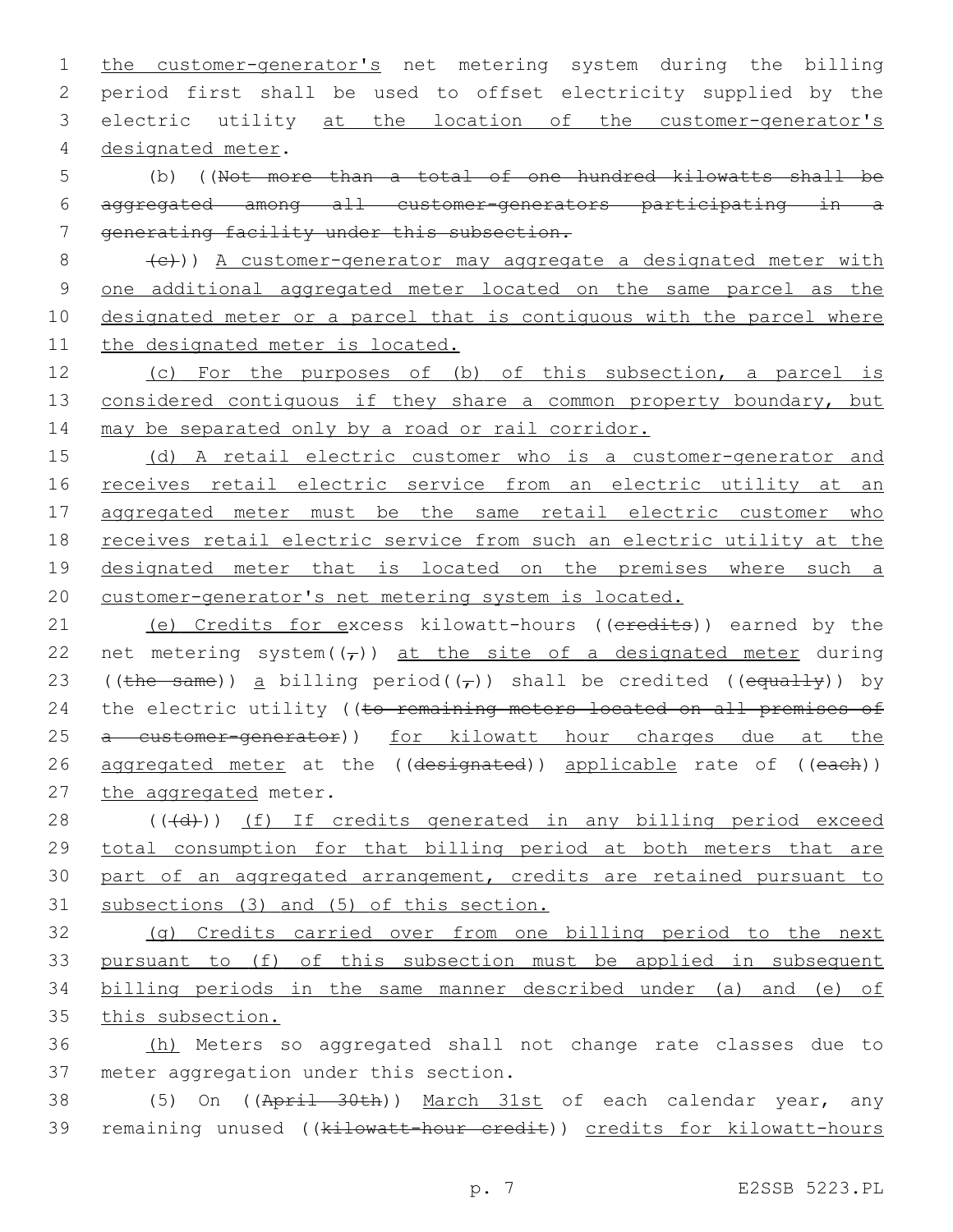the customer-generator's net metering system during the billing period first shall be used to offset electricity supplied by the electric utility at the location of the customer-generator's designated meter.

(b) ((~~Not more than a total of one hundred kilowatts shall be aggregated among all customer-generators participating in a generating facility under this subsection.~~

~~(c)~~)) A customer-generator may aggregate a designated meter with one additional aggregated meter located on the same parcel as the designated meter or a parcel that is contiguous with the parcel where the designated meter is located.

(c) For the purposes of (b) of this subsection, a parcel is considered contiguous if they share a common property boundary, but may be separated only by a road or rail corridor.

(d) A retail electric customer who is a customer-generator and receives retail electric service from an electric utility at an aggregated meter must be the same retail electric customer who receives retail electric service from such an electric utility at the designated meter that is located on the premises where such a customer-generator's net metering system is located.

(e) Credits for excess kilowatt-hours ((~~credits~~)) earned by the net metering system((~~,~~)) at the site of a designated meter during ((~~the same~~)) a billing period((~~,~~)) shall be credited ((~~equally~~)) by the electric utility ((~~to remaining meters located on all premises of a customer-generator~~)) for kilowatt hour charges due at the aggregated meter at the ((~~designated~~)) applicable rate of ((~~each~~)) the aggregated meter.

((~~(d)~~)) (f) If credits generated in any billing period exceed total consumption for that billing period at both meters that are part of an aggregated arrangement, credits are retained pursuant to subsections (3) and (5) of this section.

(g) Credits carried over from one billing period to the next pursuant to (f) of this subsection must be applied in subsequent billing periods in the same manner described under (a) and (e) of this subsection.

(h) Meters so aggregated shall not change rate classes due to meter aggregation under this section.

(5) On ((~~April 30th~~)) March 31st of each calendar year, any remaining unused ((~~kilowatt-hour credit~~)) credits for kilowatt-hours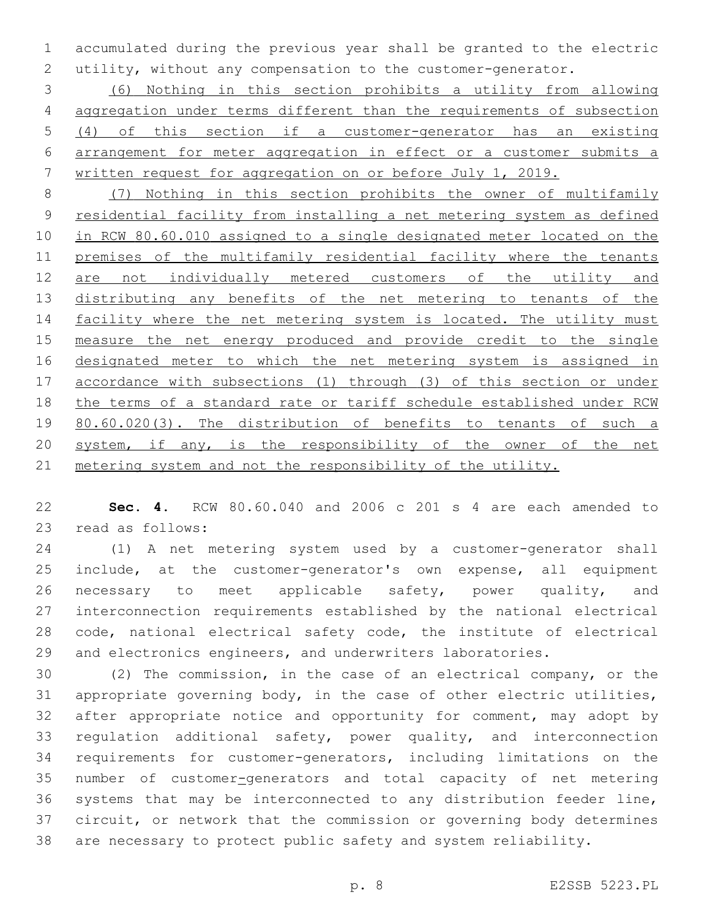accumulated during the previous year shall be granted to the electric utility, without any compensation to the customer-generator.

(6) Nothing in this section prohibits a utility from allowing aggregation under terms different than the requirements of subsection (4) of this section if a customer-generator has an existing arrangement for meter aggregation in effect or a customer submits a written request for aggregation on or before July 1, 2019.

(7) Nothing in this section prohibits the owner of multifamily residential facility from installing a net metering system as defined in RCW 80.60.010 assigned to a single designated meter located on the premises of the multifamily residential facility where the tenants are not individually metered customers of the utility and distributing any benefits of the net metering to tenants of the facility where the net metering system is located. The utility must measure the net energy produced and provide credit to the single designated meter to which the net metering system is assigned in accordance with subsections (1) through (3) of this section or under the terms of a standard rate or tariff schedule established under RCW 80.60.020(3). The distribution of benefits to tenants of such a system, if any, is the responsibility of the owner of the net metering system and not the responsibility of the utility.

**Sec. 4.** RCW 80.60.040 and 2006 c 201 s 4 are each amended to read as follows:

(1) A net metering system used by a customer-generator shall include, at the customer-generator's own expense, all equipment necessary to meet applicable safety, power quality, and interconnection requirements established by the national electrical code, national electrical safety code, the institute of electrical and electronics engineers, and underwriters laboratories.

(2) The commission, in the case of an electrical company, or the appropriate governing body, in the case of other electric utilities, after appropriate notice and opportunity for comment, may adopt by regulation additional safety, power quality, and interconnection requirements for customer-generators, including limitations on the number of customer-generators and total capacity of net metering systems that may be interconnected to any distribution feeder line, circuit, or network that the commission or governing body determines are necessary to protect public safety and system reliability.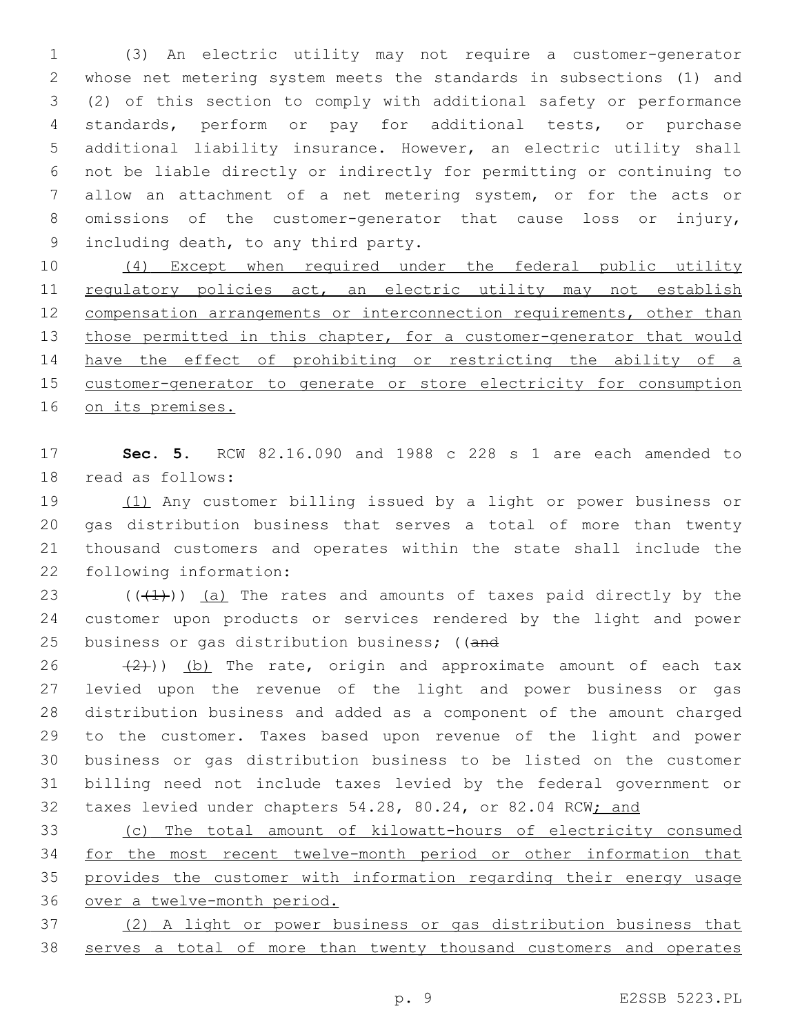(3) An electric utility may not require a customer-generator whose net metering system meets the standards in subsections (1) and (2) of this section to comply with additional safety or performance standards, perform or pay for additional tests, or purchase additional liability insurance. However, an electric utility shall not be liable directly or indirectly for permitting or continuing to allow an attachment of a net metering system, or for the acts or omissions of the customer-generator that cause loss or injury, including death, to any third party.

<u>(4) Except when required under the federal public utility regulatory policies act, an electric utility may not establish compensation arrangements or interconnection requirements, other than those permitted in this chapter, for a customer-generator that would have the effect of prohibiting or restricting the ability of a customer-generator to generate or store electricity for consumption on its premises.</u>

**Sec. 5.** RCW 82.16.090 and 1988 c 228 s 1 are each amended to read as follows:

<u>(1)</u> Any customer billing issued by a light or power business or gas distribution business that serves a total of more than twenty thousand customers and operates within the state shall include the following information:

((~~(1)~~)) <u>(a)</u> The rates and amounts of taxes paid directly by the customer upon products or services rendered by the light and power business or gas distribution business; ((~~and~~

~~(2)~~)) <u>(b)</u> The rate, origin and approximate amount of each tax levied upon the revenue of the light and power business or gas distribution business and added as a component of the amount charged to the customer. Taxes based upon revenue of the light and power business or gas distribution business to be listed on the customer billing need not include taxes levied by the federal government or taxes levied under chapters 54.28, 80.24, or 82.04 RCW<u>; and</u>

<u>(c) The total amount of kilowatt-hours of electricity consumed for the most recent twelve-month period or other information that provides the customer with information regarding their energy usage over a twelve-month period.</u>

<u>(2) A light or power business or gas distribution business that serves a total of more than twenty thousand customers and operates</u>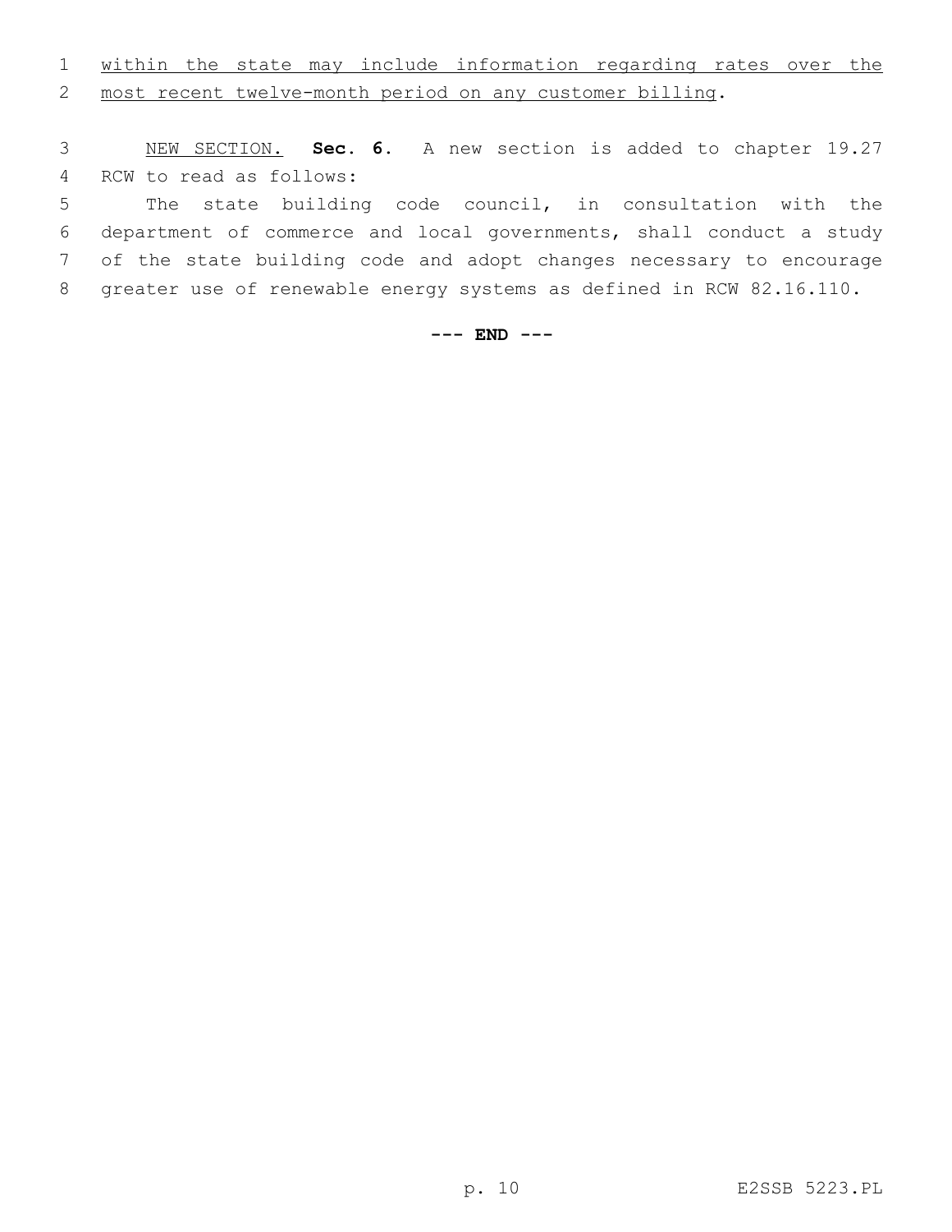within the state may include information regarding rates over the most recent twelve-month period on any customer billing.

NEW SECTION. **Sec. 6.** A new section is added to chapter 19.27 RCW to read as follows:

The state building code council, in consultation with the department of commerce and local governments, shall conduct a study of the state building code and adopt changes necessary to encourage greater use of renewable energy systems as defined in RCW 82.16.110.

**--- END ---**